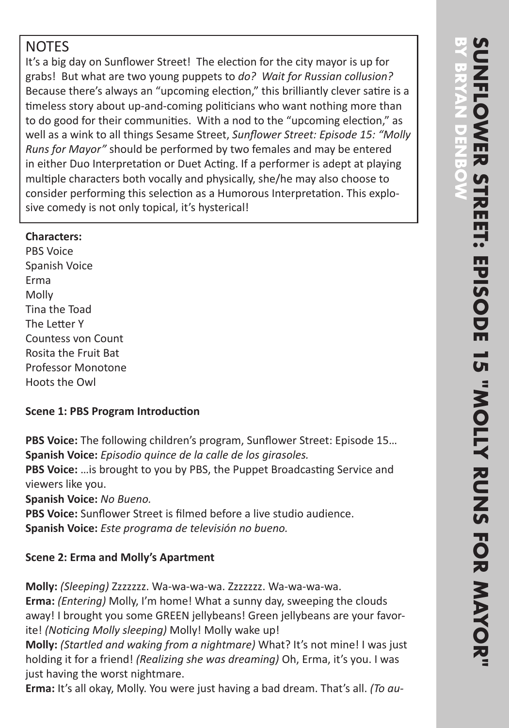# SUNFLOWER STREET: EPISODE 15 "MOLLY RUNS FOR MAYOR"
## BY BRYAN DENBOW

### NOTES

It's a big day on Sunflower Street! The election for the city mayor is up for grabs! But what are two young puppets to *do? Wait for Russian collusion?* Because there's always an "upcoming election," this brilliantly clever satire is a timeless story about up-and-coming politicians who want nothing more than to do good for their communities. With a nod to the "upcoming election," as well as a wink to all things Sesame Street, *Sunflower Street: Episode 15: "Molly Runs for Mayor"* should be performed by two females and may be entered in either Duo Interpretation or Duet Acting. If a performer is adept at playing multiple characters both vocally and physically, she/he may also choose to consider performing this selection as a Humorous Interpretation. This explosive comedy is not only topical, it's hysterical!

**Characters:**

PBS Voice
Spanish Voice
Erma
Molly
Tina the Toad
The Letter Y
Countess von Count
Rosita the Fruit Bat
Professor Monotone
Hoots the Owl

**Scene 1: PBS Program Introduction**

**PBS Voice:** The following children's program, Sunflower Street: Episode 15…
**Spanish Voice:** *Episodio quince de la calle de los girasoles.*
**PBS Voice:** …is brought to you by PBS, the Puppet Broadcasting Service and viewers like you.
**Spanish Voice:** *No Bueno.*
**PBS Voice:** Sunflower Street is filmed before a live studio audience.
**Spanish Voice:** *Este programa de televisión no bueno.*

**Scene 2: Erma and Molly's Apartment**

**Molly:** *(Sleeping)* Zzzzzzz. Wa-wa-wa-wa. Zzzzzzz. Wa-wa-wa-wa.
**Erma:** *(Entering)* Molly, I'm home! What a sunny day, sweeping the clouds away! I brought you some GREEN jellybeans! Green jellybeans are your favorite! *(Noticing Molly sleeping)* Molly! Molly wake up!
**Molly:** *(Startled and waking from a nightmare)* What? It's not mine! I was just holding it for a friend! *(Realizing she was dreaming)* Oh, Erma, it's you. I was just having the worst nightmare.
**Erma:** It's all okay, Molly. You were just having a bad dream. That's all. *(To au-*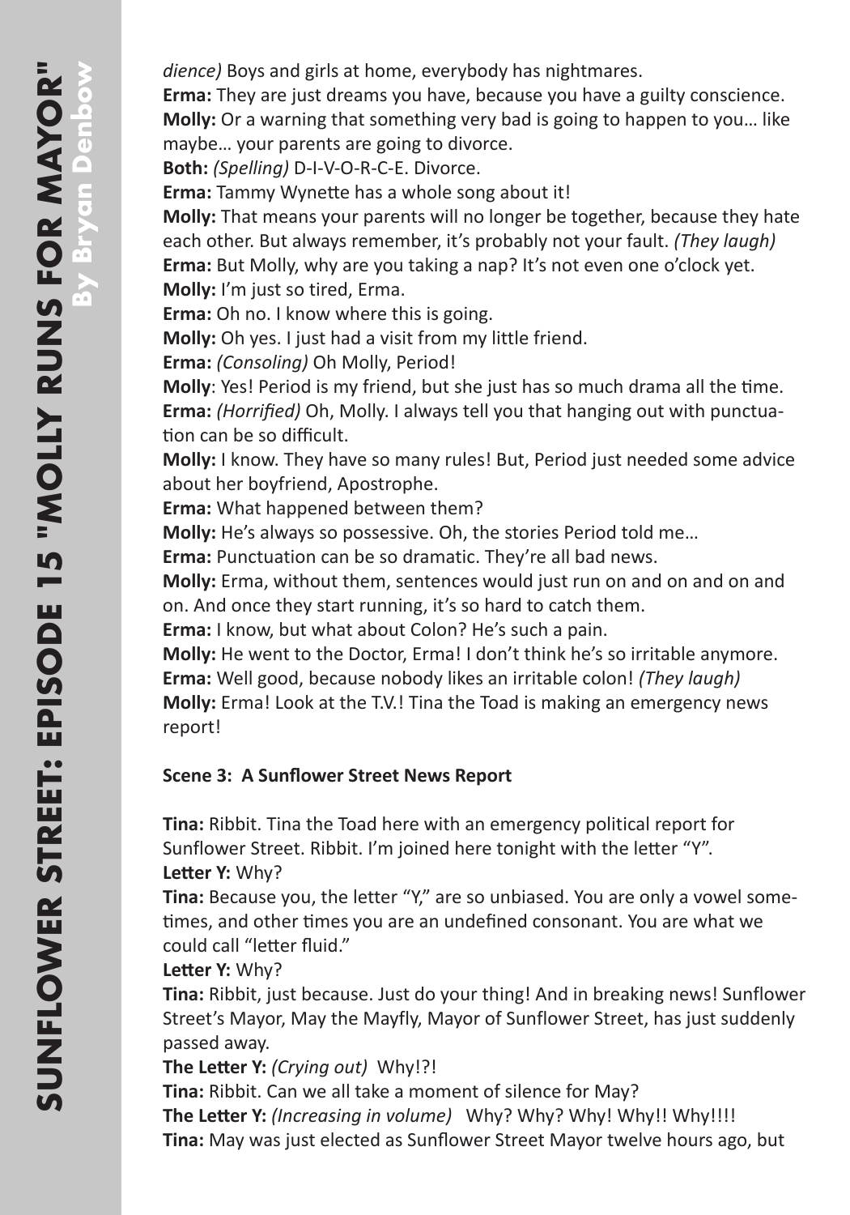*dience)* Boys and girls at home, everybody has nightmares.

**Erma:** They are just dreams you have, because you have a guilty conscience.

**Molly:** Or a warning that something very bad is going to happen to you… like maybe… your parents are going to divorce.

**Both:** *(Spelling)* D-I-V-O-R-C-E. Divorce.

**Erma:** Tammy Wynette has a whole song about it!

**Molly:** That means your parents will no longer be together, because they hate each other. But always remember, it's probably not your fault. *(They laugh)*

**Erma:** But Molly, why are you taking a nap? It's not even one o'clock yet.

**Molly:** I'm just so tired, Erma.

**Erma:** Oh no. I know where this is going.

**Molly:** Oh yes. I just had a visit from my little friend.

**Erma:** *(Consoling)* Oh Molly, Period!

**Molly**: Yes! Period is my friend, but she just has so much drama all the time.

**Erma:** *(Horrified)* Oh, Molly. I always tell you that hanging out with punctuation can be so difficult.

**Molly:** I know. They have so many rules! But, Period just needed some advice about her boyfriend, Apostrophe.

**Erma:** What happened between them?

**Molly:** He's always so possessive. Oh, the stories Period told me…

**Erma:** Punctuation can be so dramatic. They're all bad news.

**Molly:** Erma, without them, sentences would just run on and on and on and on. And once they start running, it's so hard to catch them.

**Erma:** I know, but what about Colon? He's such a pain.

**Molly:** He went to the Doctor, Erma! I don't think he's so irritable anymore.

**Erma:** Well good, because nobody likes an irritable colon! *(They laugh)*

**Molly:** Erma! Look at the T.V.! Tina the Toad is making an emergency news report!

**Scene 3: A Sunflower Street News Report**

**Tina:** Ribbit. Tina the Toad here with an emergency political report for Sunflower Street. Ribbit. I'm joined here tonight with the letter "Y".

**Letter Y:** Why?

**Tina:** Because you, the letter "Y," are so unbiased. You are only a vowel sometimes, and other times you are an undefined consonant. You are what we could call "letter fluid."

**Letter Y:** Why?

**Tina:** Ribbit, just because. Just do your thing! And in breaking news! Sunflower Street's Mayor, May the Mayfly, Mayor of Sunflower Street, has just suddenly passed away.

**The Letter Y:** *(Crying out)* Why!?!

**Tina:** Ribbit. Can we all take a moment of silence for May?

**The Letter Y:** *(Increasing in volume)* Why? Why? Why! Why!! Why!!!!

**Tina:** May was just elected as Sunflower Street Mayor twelve hours ago, but